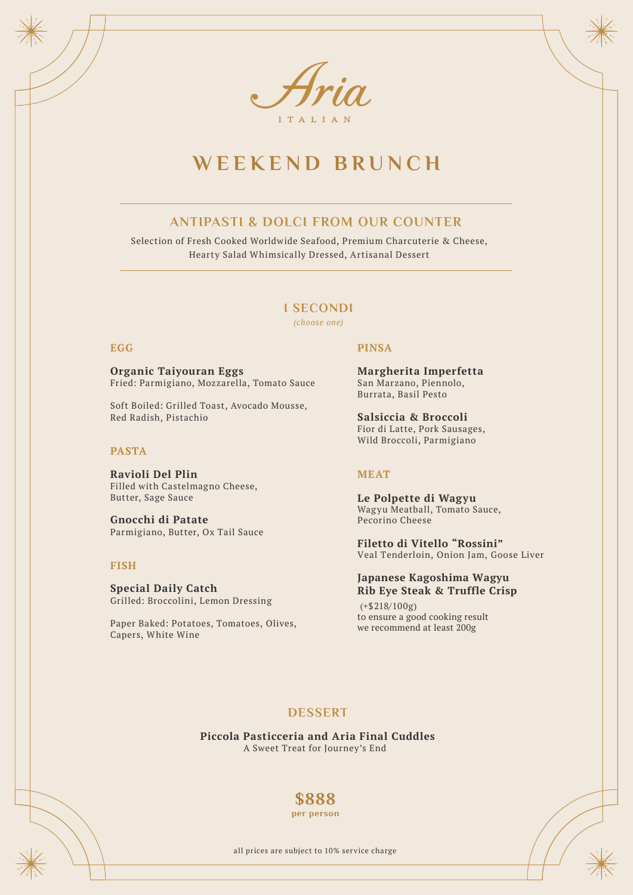# Aria

ITALIAN

## WEEKEND BRUNCH

### ANTIPASTI & DOLCI FROM OUR COUNTER

Selection of Fresh Cooked Worldwide Seafood, Premium Charcuterie & Cheese, Hearty Salad Whimsically Dressed, Artisanal Dessert

### I SECONDI

*(choose one)*

#### EGG

**Organic Taiyouran Eggs**
Fried: Parmigiano, Mozzarella, Tomato Sauce

Soft Boiled: Grilled Toast, Avocado Mousse, Red Radish, Pistachio

#### PASTA

**Ravioli Del Plin**
Filled with Castelmagno Cheese, Butter, Sage Sauce

**Gnocchi di Patate**
Parmigiano, Butter, Ox Tail Sauce

#### FISH

**Special Daily Catch**
Grilled: Broccolini, Lemon Dressing

Paper Baked: Potatoes, Tomatoes, Olives, Capers, White Wine

#### PINSA

**Margherita Imperfetta**
San Marzano, Piennolo, Burrata, Basil Pesto

**Salsiccia & Broccoli**
Fior di Latte, Pork Sausages, Wild Broccoli, Parmigiano

#### MEAT

**Le Polpette di Wagyu**
Wagyu Meatball, Tomato Sauce, Pecorino Cheese

**Filetto di Vitello "Rossini"**
Veal Tenderloin, Onion Jam, Goose Liver

**Japanese Kagoshima Wagyu Rib Eye Steak & Truffle Crisp**
(+$218/100g)
to ensure a good cooking result we recommend at least 200g

### DESSERT

**Piccola Pasticceria and Aria Final Cuddles**
A Sweet Treat for Journey's End

**$888**
**per person**

all prices are subject to 10% service charge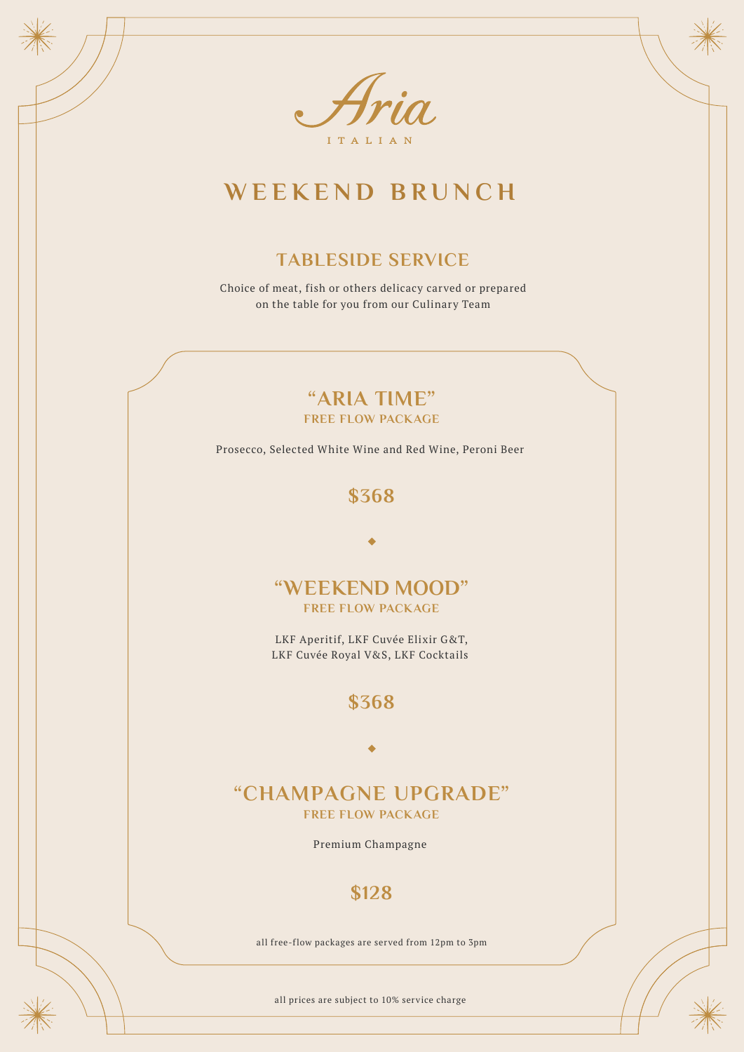# Aria

ITALIAN

## WEEKEND BRUNCH

### TABLESIDE SERVICE

Choice of meat, fish or others delicacy carved or prepared on the table for you from our Culinary Team

### "ARIA TIME"

**FREE FLOW PACKAGE**

Prosecco, Selected White Wine and Red Wine, Peroni Beer

**$368**

◆

### "WEEKEND MOOD"

**FREE FLOW PACKAGE**

LKF Aperitif, LKF Cuvée Elixir G&T,
LKF Cuvée Royal V&S, LKF Cocktails

**$368**

◆

### "CHAMPAGNE UPGRADE"

**FREE FLOW PACKAGE**

Premium Champagne

**$128**

all free-flow packages are served from 12pm to 3pm

all prices are subject to 10% service charge